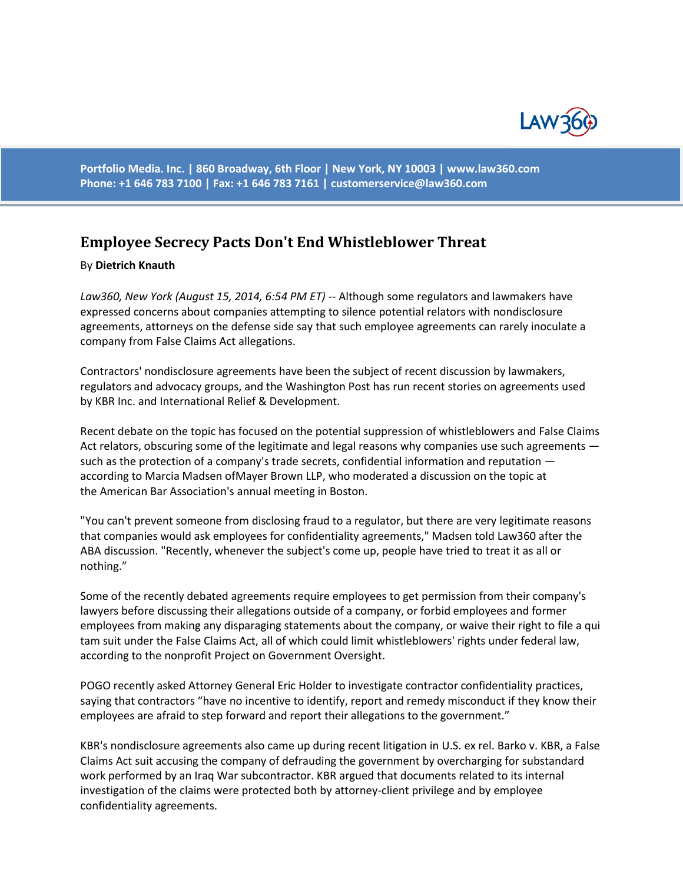# Employee Secrecy Pacts Don't End Whistleblower Threat

By **Dietrich Knauth**

*Law360, New York (August 15, 2014, 6:54 PM ET)* -- Although some regulators and lawmakers have expressed concerns about companies attempting to silence potential relators with nondisclosure agreements, attorneys on the defense side say that such employee agreements can rarely inoculate a company from False Claims Act allegations.

Contractors' nondisclosure agreements have been the subject of recent discussion by lawmakers, regulators and advocacy groups, and the Washington Post has run recent stories on agreements used by KBR Inc. and International Relief & Development.

Recent debate on the topic has focused on the potential suppression of whistleblowers and False Claims Act relators, obscuring some of the legitimate and legal reasons why companies use such agreements — such as the protection of a company's trade secrets, confidential information and reputation — according to Marcia Madsen ofMayer Brown LLP, who moderated a discussion on the topic at the American Bar Association's annual meeting in Boston.

"You can't prevent someone from disclosing fraud to a regulator, but there are very legitimate reasons that companies would ask employees for confidentiality agreements," Madsen told Law360 after the ABA discussion. "Recently, whenever the subject's come up, people have tried to treat it as all or nothing."

Some of the recently debated agreements require employees to get permission from their company's lawyers before discussing their allegations outside of a company, or forbid employees and former employees from making any disparaging statements about the company, or waive their right to file a qui tam suit under the False Claims Act, all of which could limit whistleblowers' rights under federal law, according to the nonprofit Project on Government Oversight.

POGO recently asked Attorney General Eric Holder to investigate contractor confidentiality practices, saying that contractors "have no incentive to identify, report and remedy misconduct if they know their employees are afraid to step forward and report their allegations to the government."

KBR's nondisclosure agreements also came up during recent litigation in U.S. ex rel. Barko v. KBR, a False Claims Act suit accusing the company of defrauding the government by overcharging for substandard work performed by an Iraq War subcontractor. KBR argued that documents related to its internal investigation of the claims were protected both by attorney-client privilege and by employee confidentiality agreements.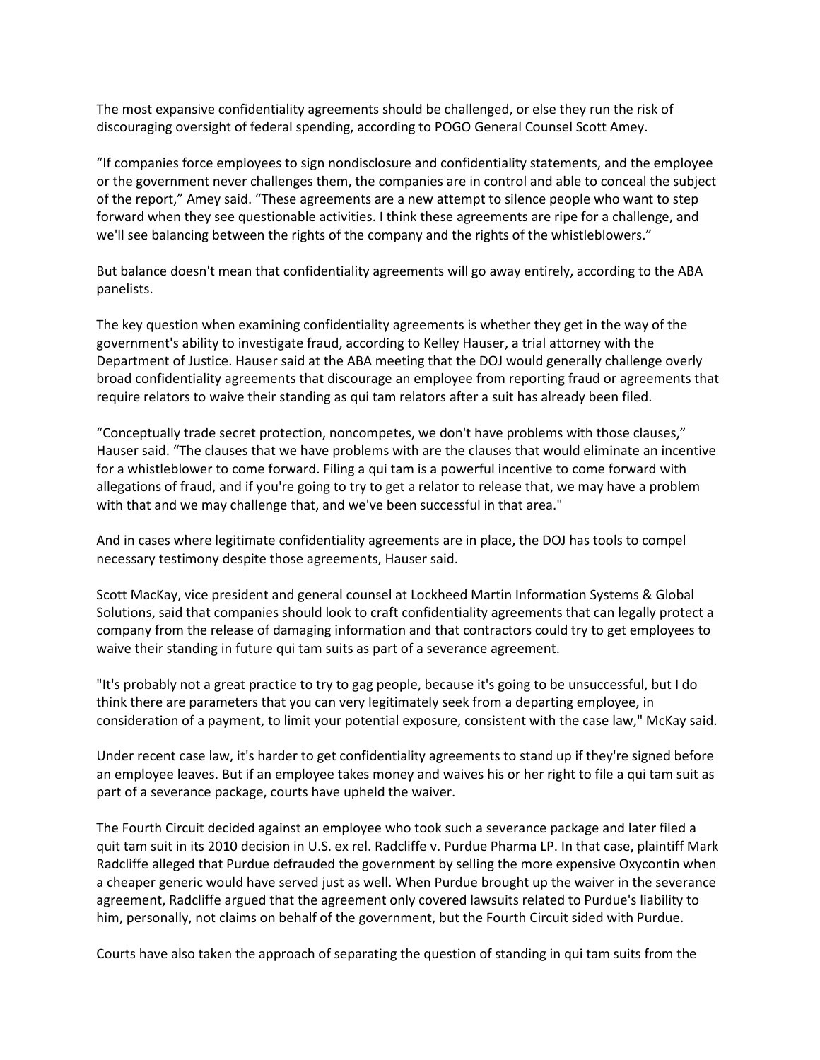The most expansive confidentiality agreements should be challenged, or else they run the risk of discouraging oversight of federal spending, according to POGO General Counsel Scott Amey.

"If companies force employees to sign nondisclosure and confidentiality statements, and the employee or the government never challenges them, the companies are in control and able to conceal the subject of the report," Amey said. "These agreements are a new attempt to silence people who want to step forward when they see questionable activities. I think these agreements are ripe for a challenge, and we'll see balancing between the rights of the company and the rights of the whistleblowers."

But balance doesn't mean that confidentiality agreements will go away entirely, according to the ABA panelists.

The key question when examining confidentiality agreements is whether they get in the way of the government's ability to investigate fraud, according to Kelley Hauser, a trial attorney with the Department of Justice. Hauser said at the ABA meeting that the DOJ would generally challenge overly broad confidentiality agreements that discourage an employee from reporting fraud or agreements that require relators to waive their standing as qui tam relators after a suit has already been filed.

"Conceptually trade secret protection, noncompetes, we don't have problems with those clauses," Hauser said. "The clauses that we have problems with are the clauses that would eliminate an incentive for a whistleblower to come forward. Filing a qui tam is a powerful incentive to come forward with allegations of fraud, and if you're going to try to get a relator to release that, we may have a problem with that and we may challenge that, and we've been successful in that area."

And in cases where legitimate confidentiality agreements are in place, the DOJ has tools to compel necessary testimony despite those agreements, Hauser said.

Scott MacKay, vice president and general counsel at Lockheed Martin Information Systems & Global Solutions, said that companies should look to craft confidentiality agreements that can legally protect a company from the release of damaging information and that contractors could try to get employees to waive their standing in future qui tam suits as part of a severance agreement.

"It's probably not a great practice to try to gag people, because it's going to be unsuccessful, but I do think there are parameters that you can very legitimately seek from a departing employee, in consideration of a payment, to limit your potential exposure, consistent with the case law," McKay said.

Under recent case law, it's harder to get confidentiality agreements to stand up if they're signed before an employee leaves. But if an employee takes money and waives his or her right to file a qui tam suit as part of a severance package, courts have upheld the waiver.

The Fourth Circuit decided against an employee who took such a severance package and later filed a quit tam suit in its 2010 decision in U.S. ex rel. Radcliffe v. Purdue Pharma LP. In that case, plaintiff Mark Radcliffe alleged that Purdue defrauded the government by selling the more expensive Oxycontin when a cheaper generic would have served just as well. When Purdue brought up the waiver in the severance agreement, Radcliffe argued that the agreement only covered lawsuits related to Purdue's liability to him, personally, not claims on behalf of the government, but the Fourth Circuit sided with Purdue.

Courts have also taken the approach of separating the question of standing in qui tam suits from the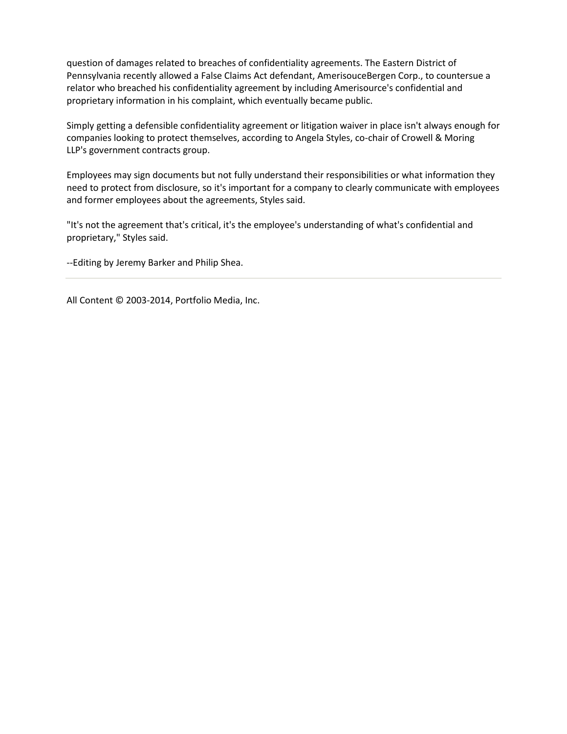question of damages related to breaches of confidentiality agreements. The Eastern District of Pennsylvania recently allowed a False Claims Act defendant, AmerisouceBergen Corp., to countersue a relator who breached his confidentiality agreement by including Amerisource's confidential and proprietary information in his complaint, which eventually became public.

Simply getting a defensible confidentiality agreement or litigation waiver in place isn't always enough for companies looking to protect themselves, according to Angela Styles, co-chair of Crowell & Moring LLP's government contracts group.

Employees may sign documents but not fully understand their responsibilities or what information they need to protect from disclosure, so it's important for a company to clearly communicate with employees and former employees about the agreements, Styles said.

"It's not the agreement that's critical, it's the employee's understanding of what's confidential and proprietary," Styles said.

--Editing by Jeremy Barker and Philip Shea.

---

All Content © 2003-2014, Portfolio Media, Inc.